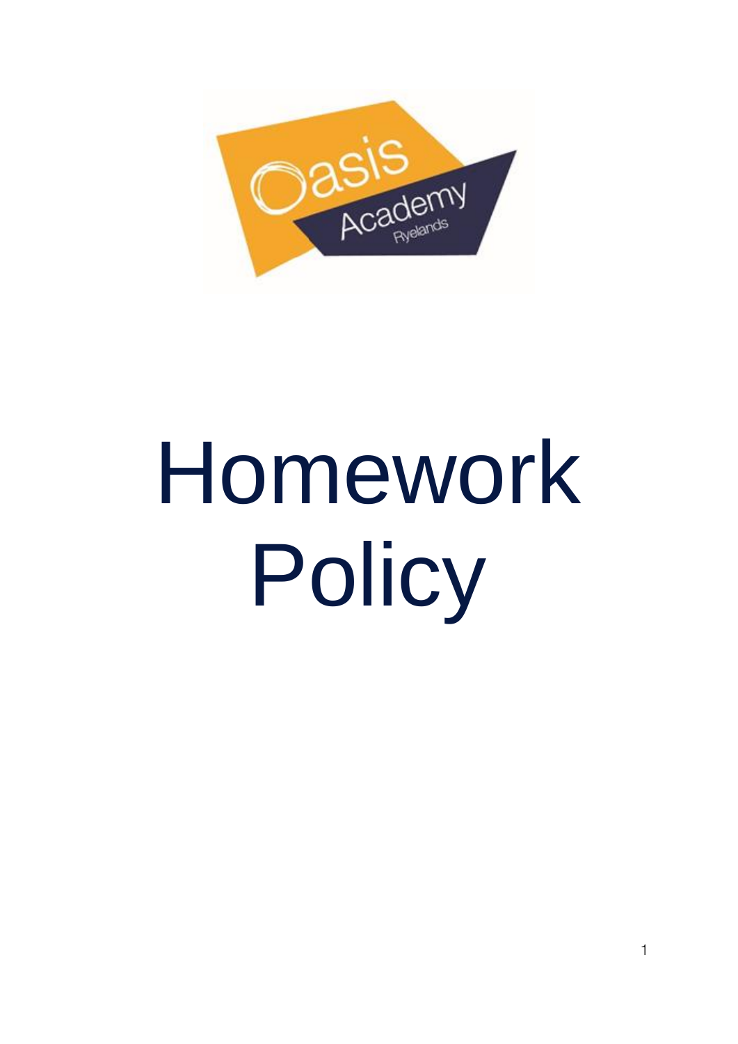# Homework Policy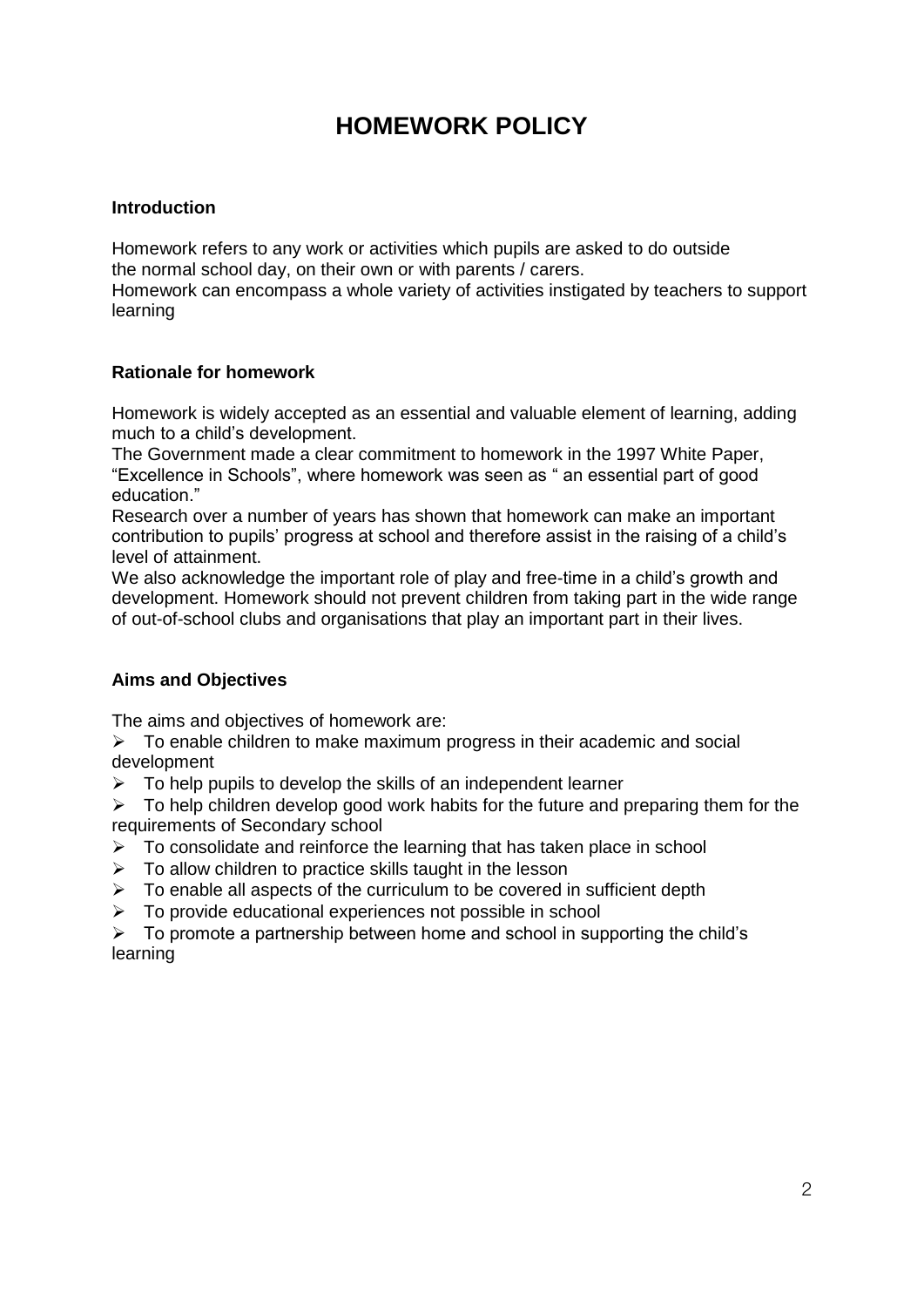# HOMEWORK POLICY

**Introduction**

Homework refers to any work or activities which pupils are asked to do outside the normal school day, on their own or with parents / carers.
Homework can encompass a whole variety of activities instigated by teachers to support learning

**Rationale for homework**

Homework is widely accepted as an essential and valuable element of learning, adding much to a child's development.
The Government made a clear commitment to homework in the 1997 White Paper, "Excellence in Schools", where homework was seen as " an essential part of good education."
Research over a number of years has shown that homework can make an important contribution to pupils' progress at school and therefore assist in the raising of a child's level of attainment.
We also acknowledge the important role of play and free-time in a child's growth and development. Homework should not prevent children from taking part in the wide range of out-of-school clubs and organisations that play an important part in their lives.

**Aims and Objectives**

The aims and objectives of homework are:

- To enable children to make maximum progress in their academic and social development
- To help pupils to develop the skills of an independent learner
- To help children develop good work habits for the future and preparing them for the requirements of Secondary school
- To consolidate and reinforce the learning that has taken place in school
- To allow children to practice skills taught in the lesson
- To enable all aspects of the curriculum to be covered in sufficient depth
- To provide educational experiences not possible in school
- To promote a partnership between home and school in supporting the child's learning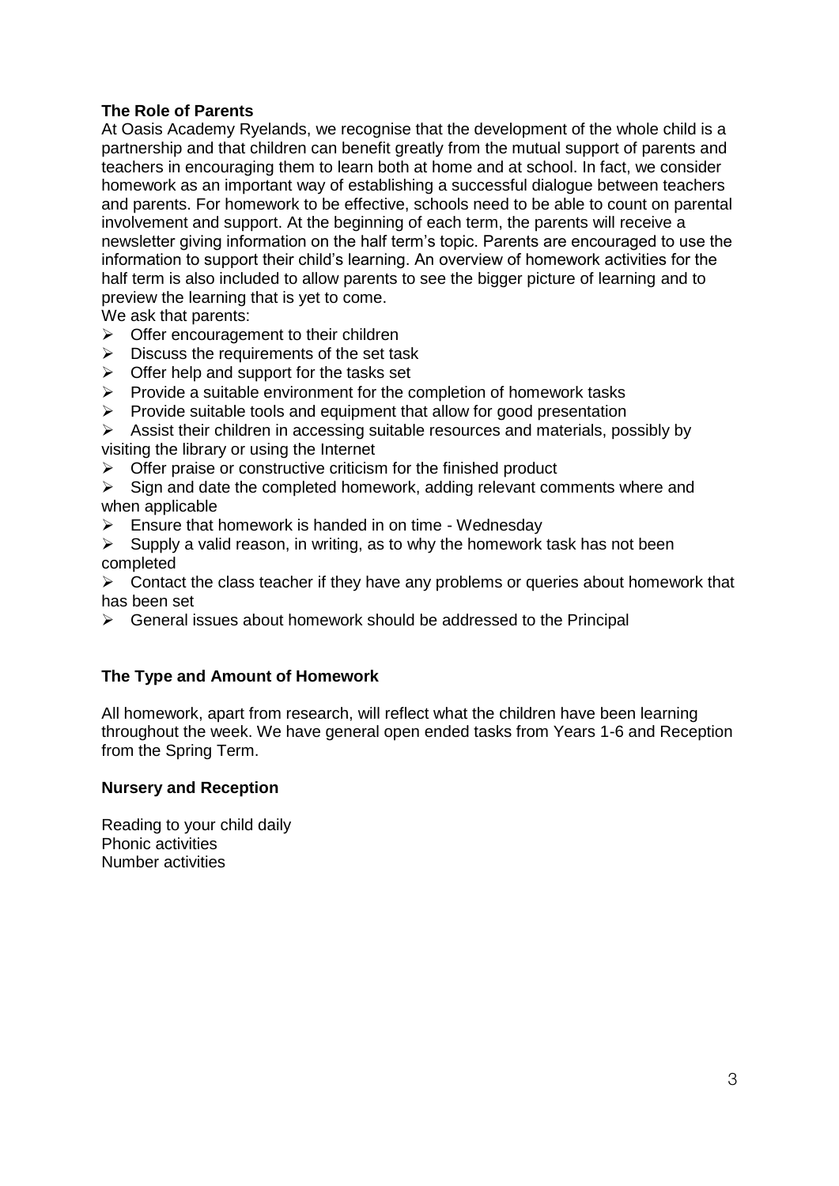### The Role of Parents

At Oasis Academy Ryelands, we recognise that the development of the whole child is a partnership and that children can benefit greatly from the mutual support of parents and teachers in encouraging them to learn both at home and at school. In fact, we consider homework as an important way of establishing a successful dialogue between teachers and parents. For homework to be effective, schools need to be able to count on parental involvement and support. At the beginning of each term, the parents will receive a newsletter giving information on the half term's topic. Parents are encouraged to use the information to support their child's learning. An overview of homework activities for the half term is also included to allow parents to see the bigger picture of learning and to preview the learning that is yet to come.

We ask that parents:

- Offer encouragement to their children
- Discuss the requirements of the set task
- Offer help and support for the tasks set
- Provide a suitable environment for the completion of homework tasks
- Provide suitable tools and equipment that allow for good presentation
- Assist their children in accessing suitable resources and materials, possibly by visiting the library or using the Internet
- Offer praise or constructive criticism for the finished product
- Sign and date the completed homework, adding relevant comments where and when applicable
- Ensure that homework is handed in on time - Wednesday
- Supply a valid reason, in writing, as to why the homework task has not been completed
- Contact the class teacher if they have any problems or queries about homework that has been set
- General issues about homework should be addressed to the Principal

### The Type and Amount of Homework

All homework, apart from research, will reflect what the children have been learning throughout the week. We have general open ended tasks from Years 1-6 and Reception from the Spring Term.

### Nursery and Reception

Reading to your child daily
Phonic activities
Number activities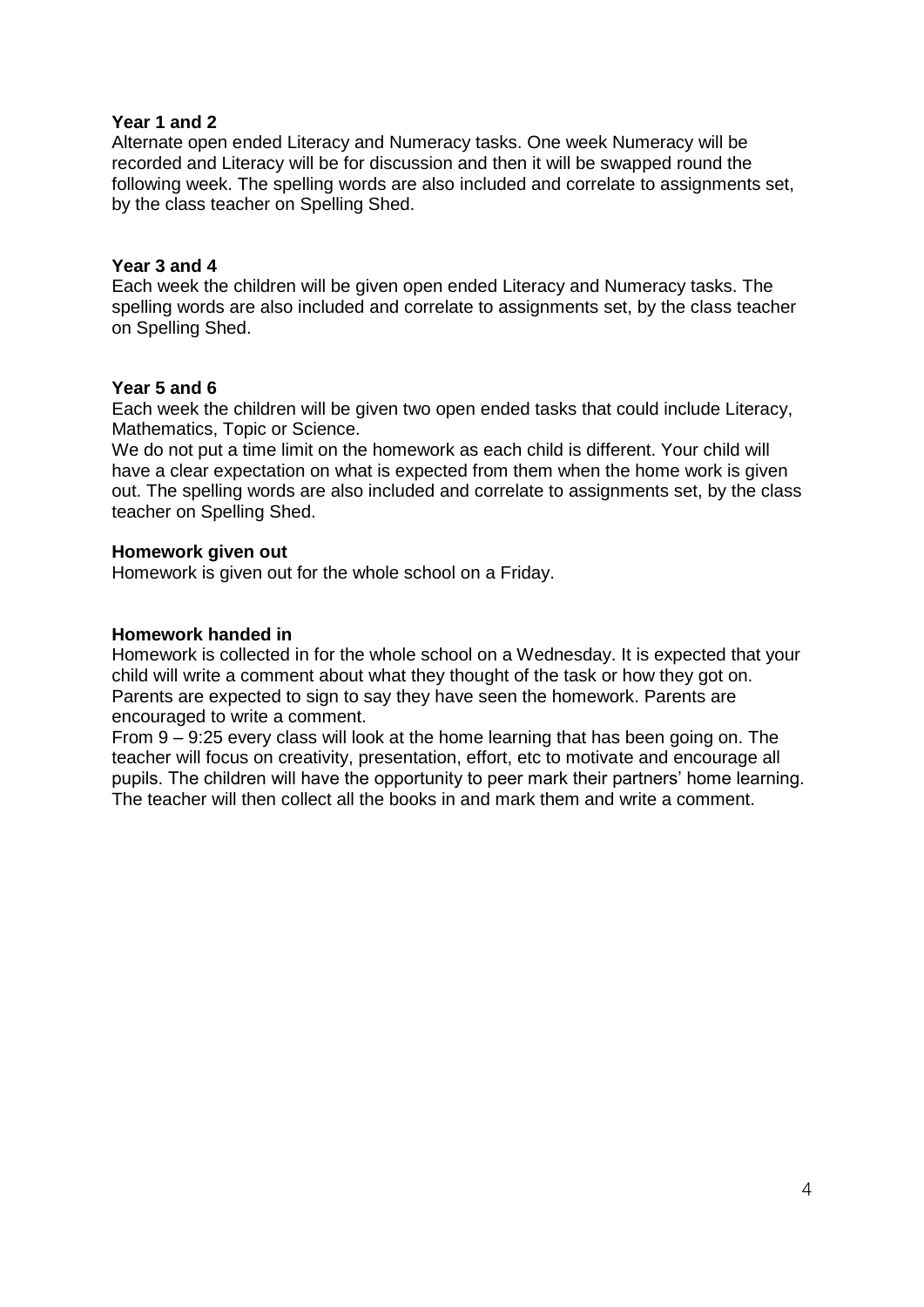**Year 1 and 2**

Alternate open ended Literacy and Numeracy tasks. One week Numeracy will be recorded and Literacy will be for discussion and then it will be swapped round the following week. The spelling words are also included and correlate to assignments set, by the class teacher on Spelling Shed.

**Year 3 and 4**

Each week the children will be given open ended Literacy and Numeracy tasks. The spelling words are also included and correlate to assignments set, by the class teacher on Spelling Shed.

**Year 5 and 6**

Each week the children will be given two open ended tasks that could include Literacy, Mathematics, Topic or Science.

We do not put a time limit on the homework as each child is different. Your child will have a clear expectation on what is expected from them when the home work is given out. The spelling words are also included and correlate to assignments set, by the class teacher on Spelling Shed.

**Homework given out**

Homework is given out for the whole school on a Friday.

**Homework handed in**

Homework is collected in for the whole school on a Wednesday. It is expected that your child will write a comment about what they thought of the task or how they got on. Parents are expected to sign to say they have seen the homework. Parents are encouraged to write a comment.

From 9 – 9:25 every class will look at the home learning that has been going on. The teacher will focus on creativity, presentation, effort, etc to motivate and encourage all pupils. The children will have the opportunity to peer mark their partners' home learning. The teacher will then collect all the books in and mark them and write a comment.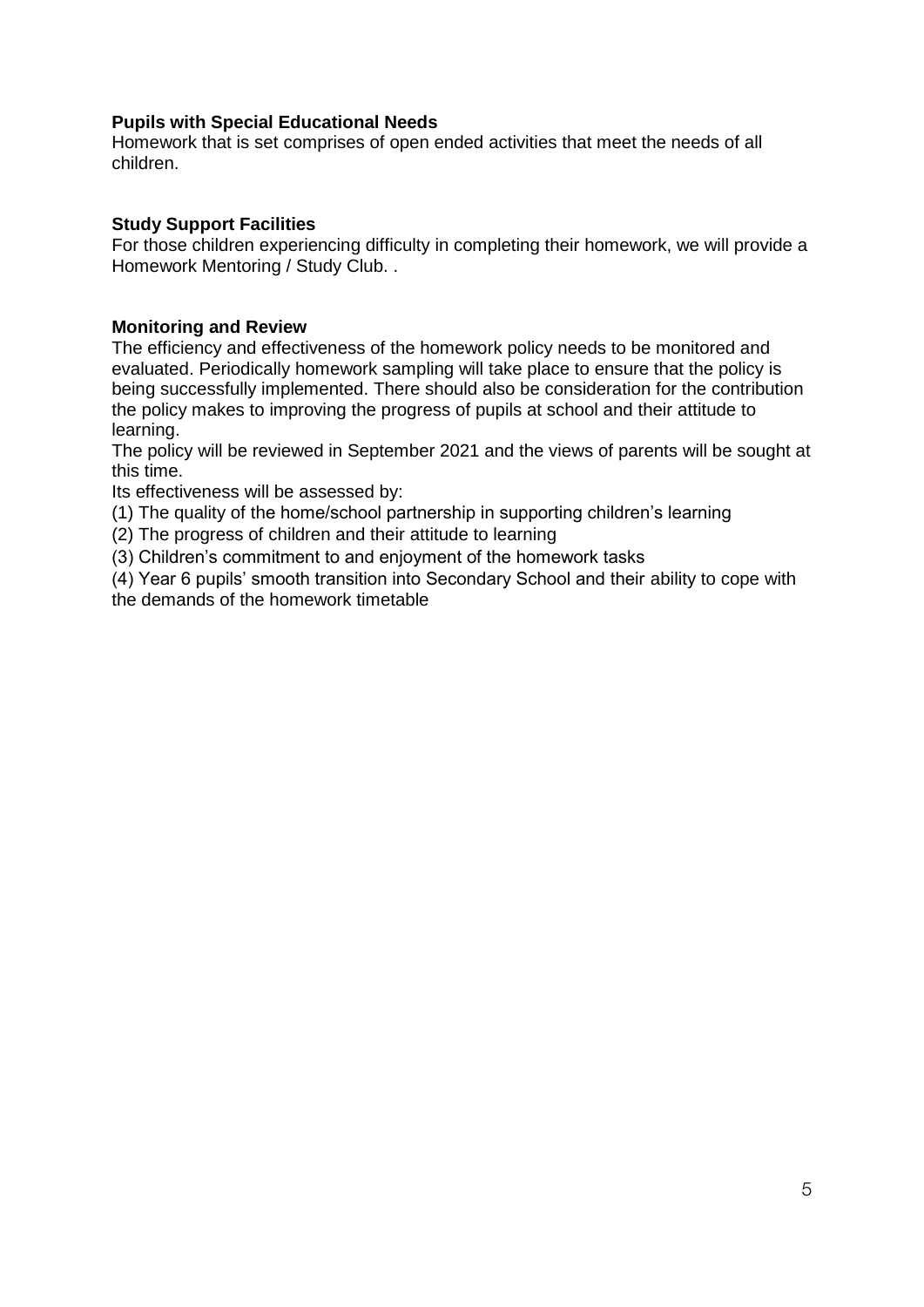**Pupils with Special Educational Needs**

Homework that is set comprises of open ended activities that meet the needs of all children.

**Study Support Facilities**

For those children experiencing difficulty in completing their homework, we will provide a Homework Mentoring / Study Club. .

**Monitoring and Review**

The efficiency and effectiveness of the homework policy needs to be monitored and evaluated. Periodically homework sampling will take place to ensure that the policy is being successfully implemented. There should also be consideration for the contribution the policy makes to improving the progress of pupils at school and their attitude to learning.

The policy will be reviewed in September 2021 and the views of parents will be sought at this time.

Its effectiveness will be assessed by:

(1) The quality of the home/school partnership in supporting children's learning

(2) The progress of children and their attitude to learning

(3) Children's commitment to and enjoyment of the homework tasks

(4) Year 6 pupils' smooth transition into Secondary School and their ability to cope with the demands of the homework timetable